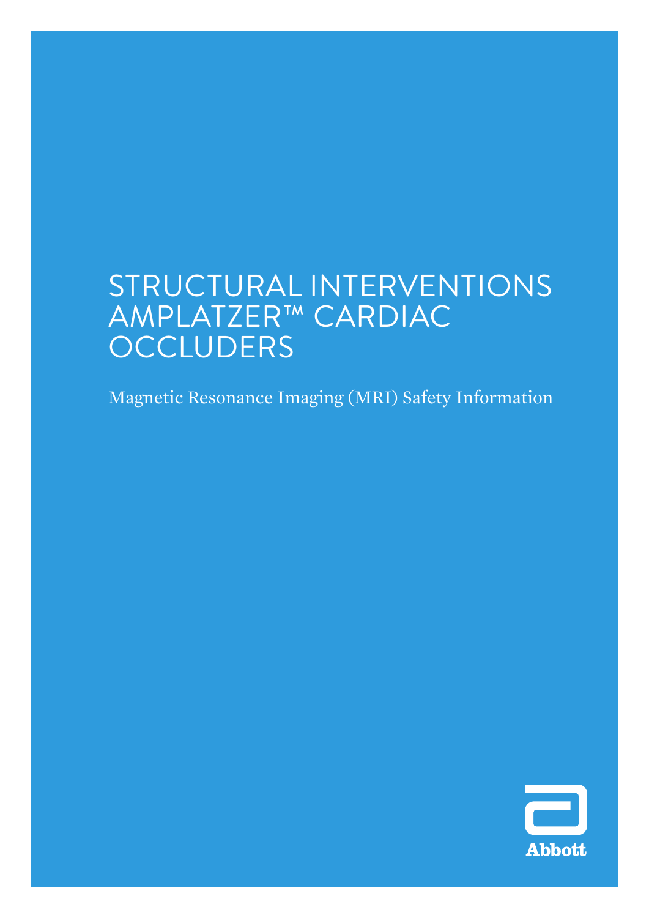# STRUCTURAL INTERVENTIONS AMPLATZER™ CARDIAC OCCLUDERS

Magnetic Resonance Imaging (MRI) Safety Information

Abbott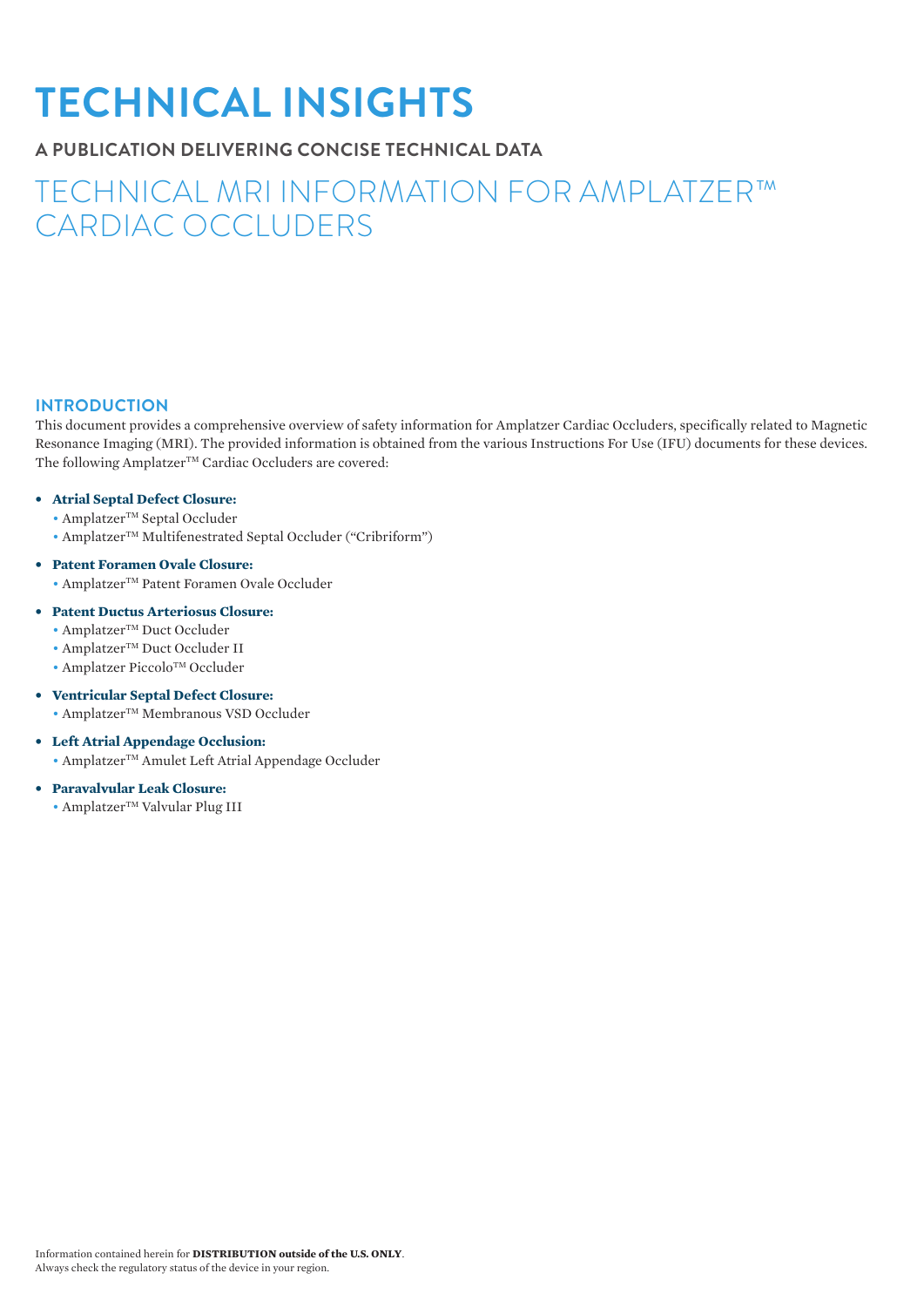# TECHNICAL INSIGHTS

## A PUBLICATION DELIVERING CONCISE TECHNICAL DATA

## TECHNICAL MRI INFORMATION FOR AMPLATZER™ CARDIAC OCCLUDERS

### INTRODUCTION

This document provides a comprehensive overview of safety information for Amplatzer Cardiac Occluders, specifically related to Magnetic Resonance Imaging (MRI). The provided information is obtained from the various Instructions For Use (IFU) documents for these devices. The following Amplatzer™ Cardiac Occluders are covered:

- **Atrial Septal Defect Closure:**
  - Amplatzer™ Septal Occluder
  - Amplatzer™ Multifenestrated Septal Occluder ("Cribriform")
- **Patent Foramen Ovale Closure:**
  - Amplatzer™ Patent Foramen Ovale Occluder
- **Patent Ductus Arteriosus Closure:**
  - Amplatzer™ Duct Occluder
  - Amplatzer™ Duct Occluder II
  - Amplatzer Piccolo™ Occluder
- **Ventricular Septal Defect Closure:**
  - Amplatzer™ Membranous VSD Occluder
- **Left Atrial Appendage Occlusion:**
  - Amplatzer™ Amulet Left Atrial Appendage Occluder
- **Paravalvular Leak Closure:**
  - Amplatzer™ Valvular Plug III

Information contained herein for **DISTRIBUTION outside of the U.S. ONLY**.
Always check the regulatory status of the device in your region.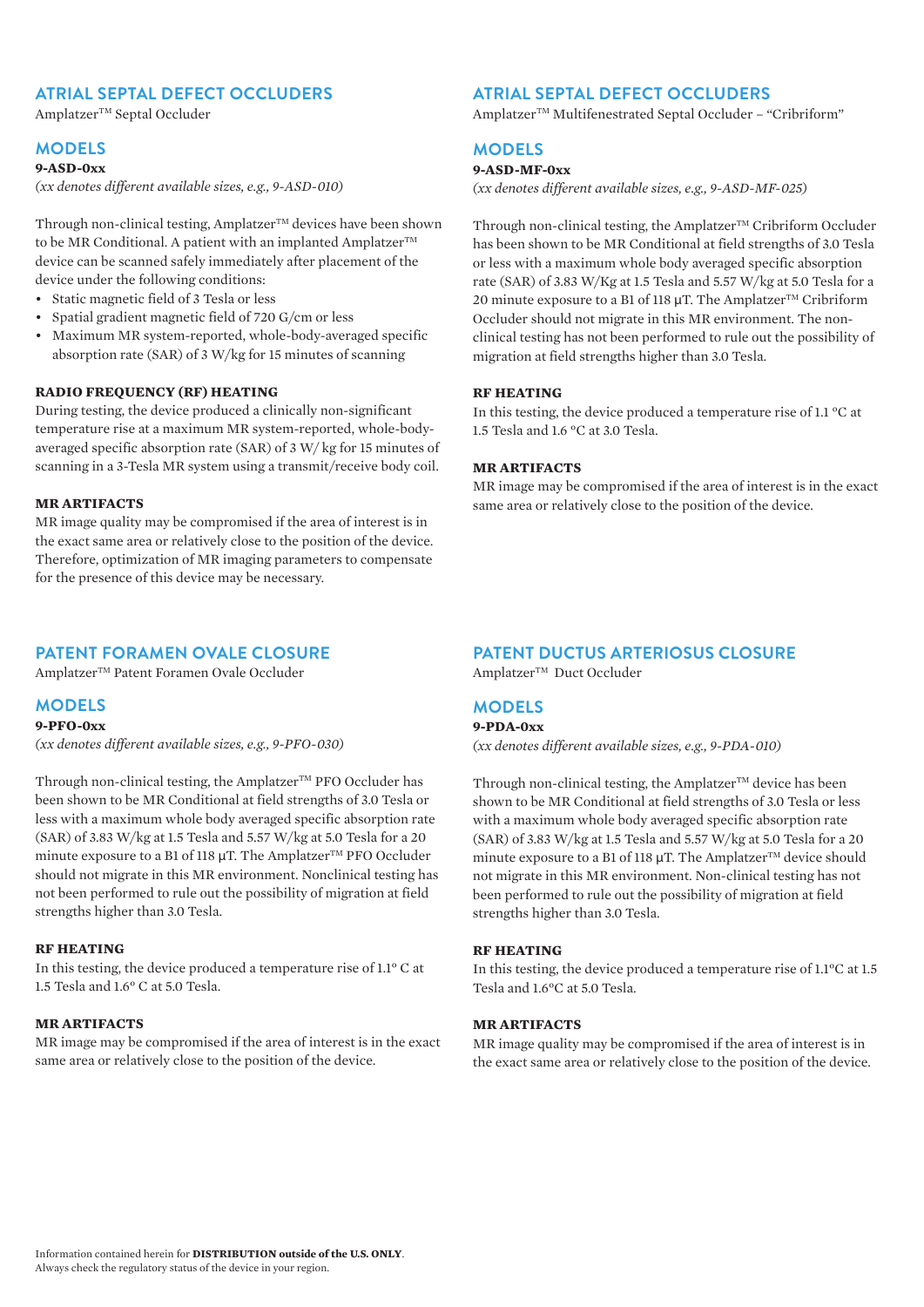## ATRIAL SEPTAL DEFECT OCCLUDERS

Amplatzer™ Septal Occluder

### MODELS

**9-ASD-0xx**

*(xx denotes different available sizes, e.g., 9-ASD-010)*

Through non-clinical testing, Amplatzer™ devices have been shown to be MR Conditional. A patient with an implanted Amplatzer™ device can be scanned safely immediately after placement of the device under the following conditions:

- Static magnetic field of 3 Tesla or less
- Spatial gradient magnetic field of 720 G/cm or less
- Maximum MR system-reported, whole-body-averaged specific absorption rate (SAR) of 3 W/kg for 15 minutes of scanning

**RADIO FREQUENCY (RF) HEATING**

During testing, the device produced a clinically non-significant temperature rise at a maximum MR system-reported, whole-body-averaged specific absorption rate (SAR) of 3 W/ kg for 15 minutes of scanning in a 3-Tesla MR system using a transmit/receive body coil.

**MR ARTIFACTS**

MR image quality may be compromised if the area of interest is in the exact same area or relatively close to the position of the device. Therefore, optimization of MR imaging parameters to compensate for the presence of this device may be necessary.

## ATRIAL SEPTAL DEFECT OCCLUDERS

Amplatzer™ Multifenestrated Septal Occluder – "Cribriform"

### MODELS

**9-ASD-MF-0xx**

*(xx denotes different available sizes, e.g., 9-ASD-MF-025)*

Through non-clinical testing, the Amplatzer™ Cribriform Occluder has been shown to be MR Conditional at field strengths of 3.0 Tesla or less with a maximum whole body averaged specific absorption rate (SAR) of 3.83 W/Kg at 1.5 Tesla and 5.57 W/kg at 5.0 Tesla for a 20 minute exposure to a B1 of 118 μT. The Amplatzer™ Cribriform Occluder should not migrate in this MR environment. The non-clinical testing has not been performed to rule out the possibility of migration at field strengths higher than 3.0 Tesla.

**RF HEATING**

In this testing, the device produced a temperature rise of 1.1 °C at 1.5 Tesla and 1.6 °C at 3.0 Tesla.

**MR ARTIFACTS**

MR image may be compromised if the area of interest is in the exact same area or relatively close to the position of the device.

## PATENT FORAMEN OVALE CLOSURE

Amplatzer™ Patent Foramen Ovale Occluder

### MODELS

**9-PFO-0xx**

*(xx denotes different available sizes, e.g., 9-PFO-030)*

Through non-clinical testing, the Amplatzer™ PFO Occluder has been shown to be MR Conditional at field strengths of 3.0 Tesla or less with a maximum whole body averaged specific absorption rate (SAR) of 3.83 W/kg at 1.5 Tesla and 5.57 W/kg at 5.0 Tesla for a 20 minute exposure to a B1 of 118 μT. The Amplatzer™ PFO Occluder should not migrate in this MR environment. Nonclinical testing has not been performed to rule out the possibility of migration at field strengths higher than 3.0 Tesla.

**RF HEATING**

In this testing, the device produced a temperature rise of 1.1° C at 1.5 Tesla and 1.6° C at 5.0 Tesla.

**MR ARTIFACTS**

MR image may be compromised if the area of interest is in the exact same area or relatively close to the position of the device.

## PATENT DUCTUS ARTERIOSUS CLOSURE

Amplatzer™ Duct Occluder

### MODELS

**9-PDA-0xx**

*(xx denotes different available sizes, e.g., 9-PDA-010)*

Through non-clinical testing, the Amplatzer™ device has been shown to be MR Conditional at field strengths of 3.0 Tesla or less with a maximum whole body averaged specific absorption rate (SAR) of 3.83 W/kg at 1.5 Tesla and 5.57 W/kg at 5.0 Tesla for a 20 minute exposure to a B1 of 118 μT. The Amplatzer™ device should not migrate in this MR environment. Non-clinical testing has not been performed to rule out the possibility of migration at field strengths higher than 3.0 Tesla.

**RF HEATING**

In this testing, the device produced a temperature rise of 1.1°C at 1.5 Tesla and 1.6°C at 5.0 Tesla.

**MR ARTIFACTS**

MR image quality may be compromised if the area of interest is in the exact same area or relatively close to the position of the device.

Information contained herein for **DISTRIBUTION outside of the U.S. ONLY**.
Always check the regulatory status of the device in your region.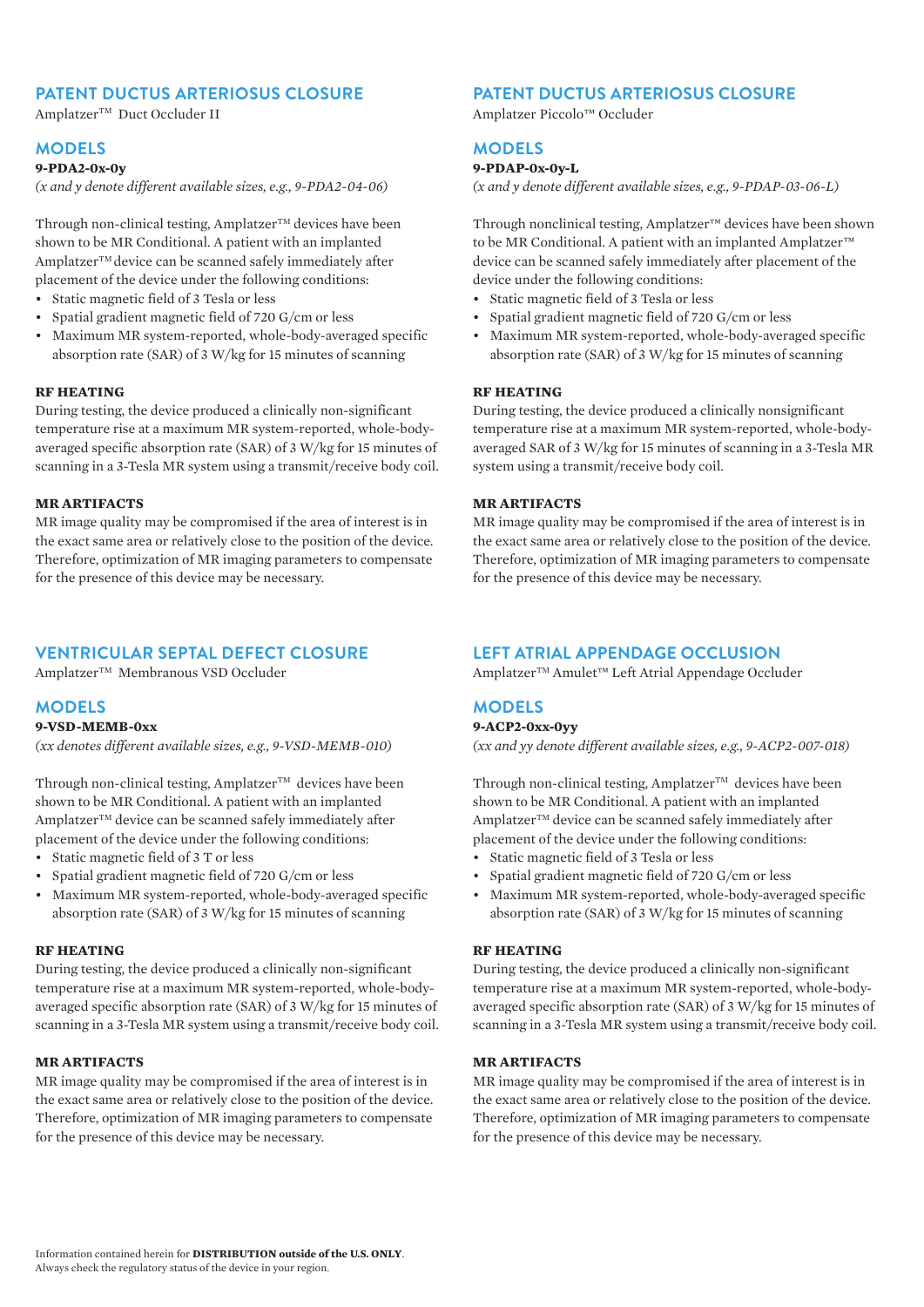## PATENT DUCTUS ARTERIOSUS CLOSURE

Amplatzer™ Duct Occluder II

### MODELS

**9-PDA2-0x-0y**

*(x and y denote different available sizes, e.g., 9-PDA2-04-06)*

Through non-clinical testing, Amplatzer™ devices have been shown to be MR Conditional. A patient with an implanted Amplatzer™ device can be scanned safely immediately after placement of the device under the following conditions:

- Static magnetic field of 3 Tesla or less
- Spatial gradient magnetic field of 720 G/cm or less
- Maximum MR system-reported, whole-body-averaged specific absorption rate (SAR) of 3 W/kg for 15 minutes of scanning

**RF HEATING**

During testing, the device produced a clinically non-significant temperature rise at a maximum MR system-reported, whole-body-averaged specific absorption rate (SAR) of 3 W/kg for 15 minutes of scanning in a 3-Tesla MR system using a transmit/receive body coil.

**MR ARTIFACTS**

MR image quality may be compromised if the area of interest is in the exact same area or relatively close to the position of the device. Therefore, optimization of MR imaging parameters to compensate for the presence of this device may be necessary.

## PATENT DUCTUS ARTERIOSUS CLOSURE

Amplatzer Piccolo™ Occluder

### MODELS

**9-PDAP-0x-0y-L**

*(x and y denote different available sizes, e.g., 9-PDAP-03-06-L)*

Through nonclinical testing, Amplatzer™ devices have been shown to be MR Conditional. A patient with an implanted Amplatzer™ device can be scanned safely immediately after placement of the device under the following conditions:

- Static magnetic field of 3 Tesla or less
- Spatial gradient magnetic field of 720 G/cm or less
- Maximum MR system-reported, whole-body-averaged specific absorption rate (SAR) of 3 W/kg for 15 minutes of scanning

**RF HEATING**

During testing, the device produced a clinically nonsignificant temperature rise at a maximum MR system-reported, whole-body-averaged SAR of 3 W/kg for 15 minutes of scanning in a 3-Tesla MR system using a transmit/receive body coil.

**MR ARTIFACTS**

MR image quality may be compromised if the area of interest is in the exact same area or relatively close to the position of the device. Therefore, optimization of MR imaging parameters to compensate for the presence of this device may be necessary.

## VENTRICULAR SEPTAL DEFECT CLOSURE

Amplatzer™ Membranous VSD Occluder

### MODELS

**9-VSD-MEMB-0xx**

*(xx denotes different available sizes, e.g., 9-VSD-MEMB-010)*

Through non-clinical testing, Amplatzer™ devices have been shown to be MR Conditional. A patient with an implanted Amplatzer™ device can be scanned safely immediately after placement of the device under the following conditions:

- Static magnetic field of 3 T or less
- Spatial gradient magnetic field of 720 G/cm or less
- Maximum MR system-reported, whole-body-averaged specific absorption rate (SAR) of 3 W/kg for 15 minutes of scanning

**RF HEATING**

During testing, the device produced a clinically non-significant temperature rise at a maximum MR system-reported, whole-body-averaged specific absorption rate (SAR) of 3 W/kg for 15 minutes of scanning in a 3-Tesla MR system using a transmit/receive body coil.

**MR ARTIFACTS**

MR image quality may be compromised if the area of interest is in the exact same area or relatively close to the position of the device. Therefore, optimization of MR imaging parameters to compensate for the presence of this device may be necessary.

## LEFT ATRIAL APPENDAGE OCCLUSION

Amplatzer™ Amulet™ Left Atrial Appendage Occluder

### MODELS

**9-ACP2-0xx-0yy**

*(xx and yy denote different available sizes, e.g., 9-ACP2-007-018)*

Through non-clinical testing, Amplatzer™ devices have been shown to be MR Conditional. A patient with an implanted Amplatzer™ device can be scanned safely immediately after placement of the device under the following conditions:

- Static magnetic field of 3 Tesla or less
- Spatial gradient magnetic field of 720 G/cm or less
- Maximum MR system-reported, whole-body-averaged specific absorption rate (SAR) of 3 W/kg for 15 minutes of scanning

**RF HEATING**

During testing, the device produced a clinically non-significant temperature rise at a maximum MR system-reported, whole-body-averaged specific absorption rate (SAR) of 3 W/kg for 15 minutes of scanning in a 3-Tesla MR system using a transmit/receive body coil.

**MR ARTIFACTS**

MR image quality may be compromised if the area of interest is in the exact same area or relatively close to the position of the device. Therefore, optimization of MR imaging parameters to compensate for the presence of this device may be necessary.

Information contained herein for **DISTRIBUTION outside of the U.S. ONLY**.
Always check the regulatory status of the device in your region.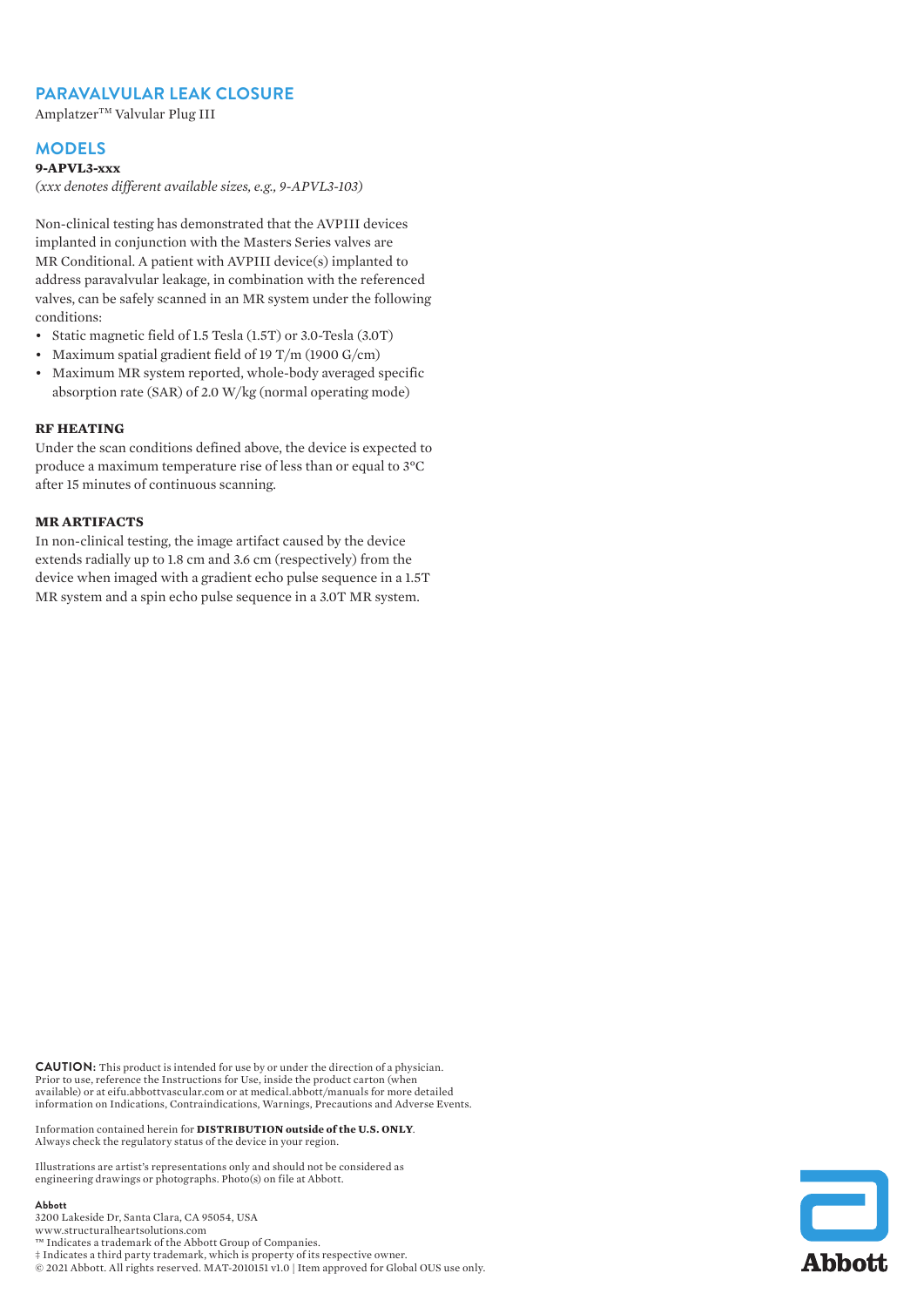## PARAVALVULAR LEAK CLOSURE

Amplatzer™ Valvular Plug III

## MODELS

**9-APVL3-xxx**

*(xxx denotes different available sizes, e.g., 9-APVL3-103)*

Non-clinical testing has demonstrated that the AVPIII devices implanted in conjunction with the Masters Series valves are MR Conditional. A patient with AVPIII device(s) implanted to address paravalvular leakage, in combination with the referenced valves, can be safely scanned in an MR system under the following conditions:

- Static magnetic field of 1.5 Tesla (1.5T) or 3.0-Tesla (3.0T)
- Maximum spatial gradient field of 19 T/m (1900 G/cm)
- Maximum MR system reported, whole-body averaged specific absorption rate (SAR) of 2.0 W/kg (normal operating mode)

### RF HEATING

Under the scan conditions defined above, the device is expected to produce a maximum temperature rise of less than or equal to 3°C after 15 minutes of continuous scanning.

### MR ARTIFACTS

In non-clinical testing, the image artifact caused by the device extends radially up to 1.8 cm and 3.6 cm (respectively) from the device when imaged with a gradient echo pulse sequence in a 1.5T MR system and a spin echo pulse sequence in a 3.0T MR system.

**CAUTION:** This product is intended for use by or under the direction of a physician. Prior to use, reference the Instructions for Use, inside the product carton (when available) or at eifu.abbottvascular.com or at medical.abbott/manuals for more detailed information on Indications, Contraindications, Warnings, Precautions and Adverse Events.

Information contained herein for **DISTRIBUTION outside of the U.S. ONLY**. Always check the regulatory status of the device in your region.

Illustrations are artist's representations only and should not be considered as engineering drawings or photographs. Photo(s) on file at Abbott.

**Abbott**
3200 Lakeside Dr, Santa Clara, CA 95054, USA
www.structuralheartsolutions.com
™ Indicates a trademark of the Abbott Group of Companies.
‡ Indicates a third party trademark, which is property of its respective owner.
© 2021 Abbott. All rights reserved. MAT-2010151 v1.0 | Item approved for Global OUS use only.

Abbott